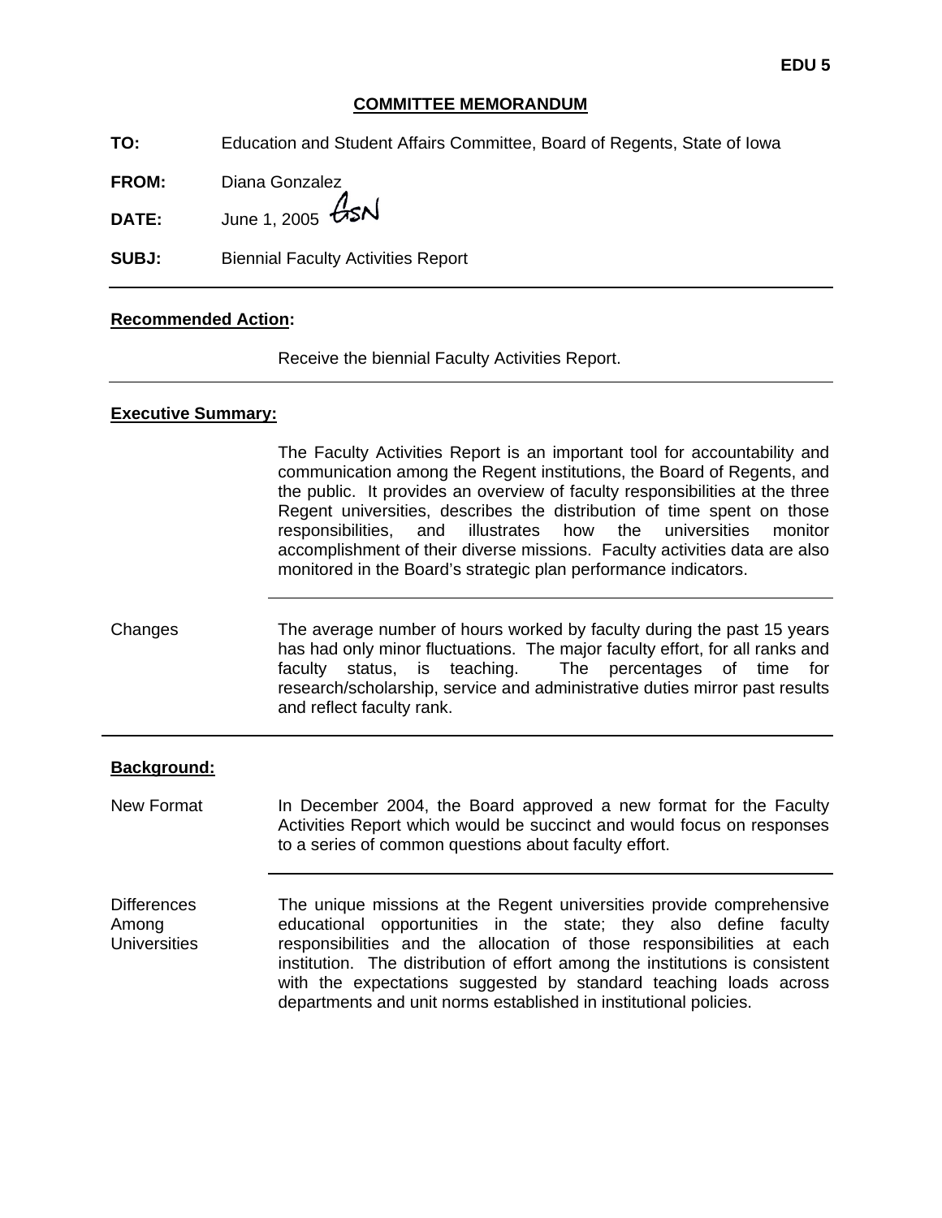EDU 5

## COMMITTEE MEMORANDUM

**TO:** Education and Student Affairs Committee, Board of Regents, State of Iowa

**FROM:** Diana Gonzalez

**DATE:** June 1, 2005

**SUBJ:** Biennial Faculty Activities Report

---

**Recommended Action:**

Receive the biennial Faculty Activities Report.

---

**Executive Summary:**

The Faculty Activities Report is an important tool for accountability and communication among the Regent institutions, the Board of Regents, and the public. It provides an overview of faculty responsibilities at the three Regent universities, describes the distribution of time spent on those responsibilities, and illustrates how the universities monitor accomplishment of their diverse missions. Faculty activities data are also monitored in the Board's strategic plan performance indicators.

---

Changes

The average number of hours worked by faculty during the past 15 years has had only minor fluctuations. The major faculty effort, for all ranks and faculty status, is teaching. The percentages of time for research/scholarship, service and administrative duties mirror past results and reflect faculty rank.

---

**Background:**

New Format

In December 2004, the Board approved a new format for the Faculty Activities Report which would be succinct and would focus on responses to a series of common questions about faculty effort.

---

Differences Among Universities

The unique missions at the Regent universities provide comprehensive educational opportunities in the state; they also define faculty responsibilities and the allocation of those responsibilities at each institution. The distribution of effort among the institutions is consistent with the expectations suggested by standard teaching loads across departments and unit norms established in institutional policies.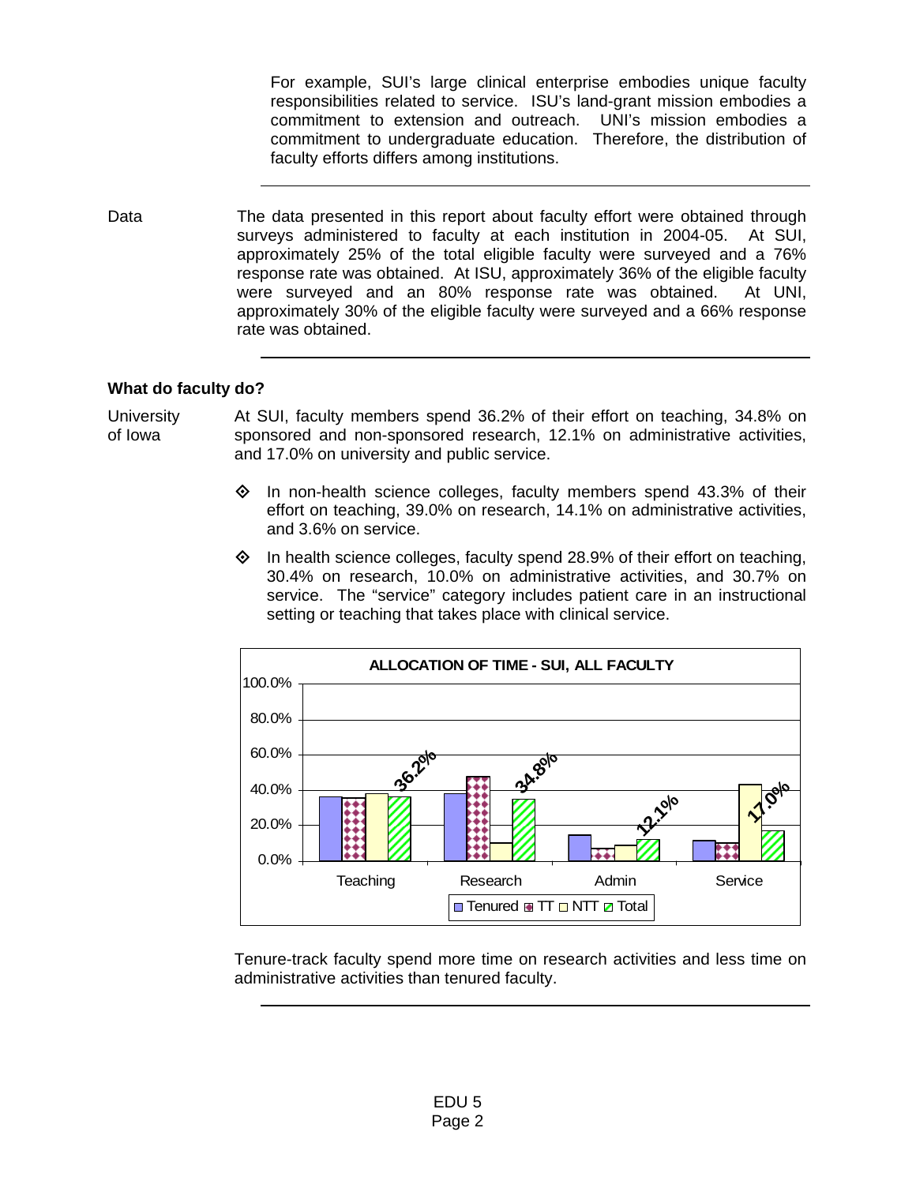For example, SUI's large clinical enterprise embodies unique faculty responsibilities related to service. ISU's land-grant mission embodies a commitment to extension and outreach. UNI's mission embodies a commitment to undergraduate education. Therefore, the distribution of faculty efforts differs among institutions.

---

Data

The data presented in this report about faculty effort were obtained through surveys administered to faculty at each institution in 2004-05. At SUI, approximately 25% of the total eligible faculty were surveyed and a 76% response rate was obtained. At ISU, approximately 36% of the eligible faculty were surveyed and an 80% response rate was obtained. At UNI, approximately 30% of the eligible faculty were surveyed and a 66% response rate was obtained.

---

## What do faculty do?

University of Iowa

At SUI, faculty members spend 36.2% of their effort on teaching, 34.8% on sponsored and non-sponsored research, 12.1% on administrative activities, and 17.0% on university and public service.

- In non-health science colleges, faculty members spend 43.3% of their effort on teaching, 39.0% on research, 14.1% on administrative activities, and 3.6% on service.
- In health science colleges, faculty spend 28.9% of their effort on teaching, 30.4% on research, 10.0% on administrative activities, and 30.7% on service. The "service" category includes patient care in an instructional setting or teaching that takes place with clinical service.

**ALLOCATION OF TIME - SUI, ALL FACULTY**

| | Teaching | Research | Admin | Service |
|---|---|---|---|---|
| Total | 36.2% | 34.8% | 12.1% | 17.0% |

Legend: Tenured, TT, NTT, Total

Tenure-track faculty spend more time on research activities and less time on administrative activities than tenured faculty.

---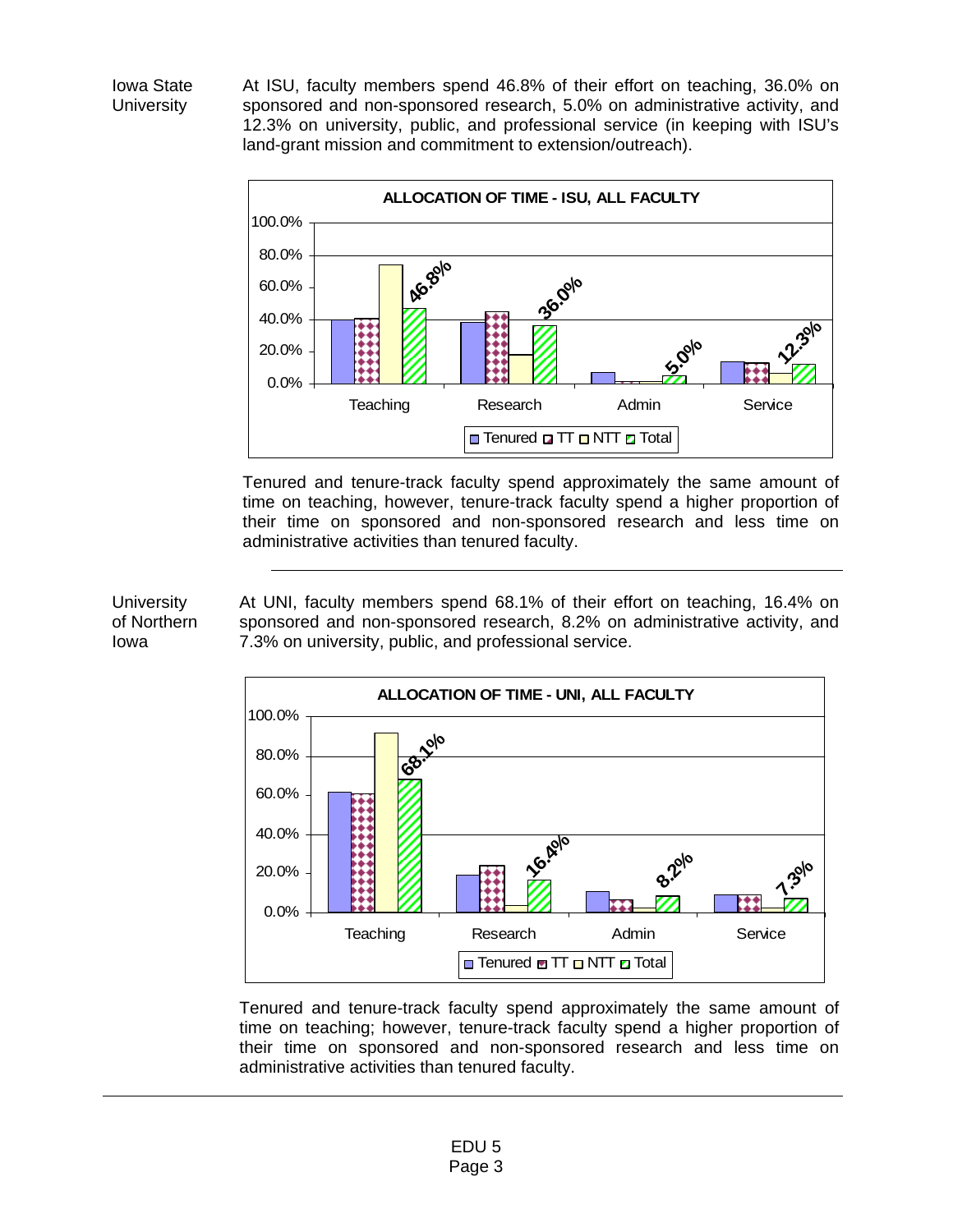**Iowa State University**

At ISU, faculty members spend 46.8% of their effort on teaching, 36.0% on sponsored and non-sponsored research, 5.0% on administrative activity, and 12.3% on university, public, and professional service (in keeping with ISU's land-grant mission and commitment to extension/outreach).

**ALLOCATION OF TIME - ISU, ALL FACULTY**

| | Teaching | Research | Admin | Service |
|---|---|---|---|---|
| Total | 46.8% | 36.0% | 5.0% | 12.3% |

Tenured and tenure-track faculty spend approximately the same amount of time on teaching, however, tenure-track faculty spend a higher proportion of their time on sponsored and non-sponsored research and less time on administrative activities than tenured faculty.

---

**University of Northern Iowa**

At UNI, faculty members spend 68.1% of their effort on teaching, 16.4% on sponsored and non-sponsored research, 8.2% on administrative activity, and 7.3% on university, public, and professional service.

**ALLOCATION OF TIME - UNI, ALL FACULTY**

| | Teaching | Research | Admin | Service |
|---|---|---|---|---|
| Total | 68.1% | 16.4% | 8.2% | 7.3% |

Tenured and tenure-track faculty spend approximately the same amount of time on teaching; however, tenure-track faculty spend a higher proportion of their time on sponsored and non-sponsored research and less time on administrative activities than tenured faculty.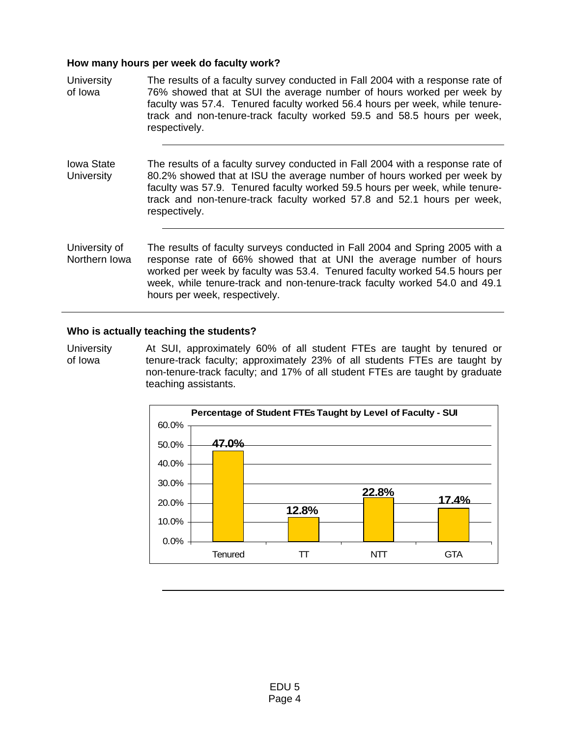### How many hours per week do faculty work?

**University of Iowa**

The results of a faculty survey conducted in Fall 2004 with a response rate of 76% showed that at SUI the average number of hours worked per week by faculty was 57.4. Tenured faculty worked 56.4 hours per week, while tenure-track and non-tenure-track faculty worked 59.5 and 58.5 hours per week, respectively.

**Iowa State University**

The results of a faculty survey conducted in Fall 2004 with a response rate of 80.2% showed that at ISU the average number of hours worked per week by faculty was 57.9. Tenured faculty worked 59.5 hours per week, while tenure-track and non-tenure-track faculty worked 57.8 and 52.1 hours per week, respectively.

**University of Northern Iowa**

The results of faculty surveys conducted in Fall 2004 and Spring 2005 with a response rate of 66% showed that at UNI the average number of hours worked per week by faculty was 53.4. Tenured faculty worked 54.5 hours per week, while tenure-track and non-tenure-track faculty worked 54.0 and 49.1 hours per week, respectively.

### Who is actually teaching the students?

**University of Iowa**

At SUI, approximately 60% of all student FTEs are taught by tenured or tenure-track faculty; approximately 23% of all students FTEs are taught by non-tenure-track faculty; and 17% of all student FTEs are taught by graduate teaching assistants.

**Percentage of Student FTEs Taught by Level of Faculty - SUI**

| Tenured | TT | NTT | GTA |
|---|---|---|---|
| 47.0% | 12.8% | 22.8% | 17.4% |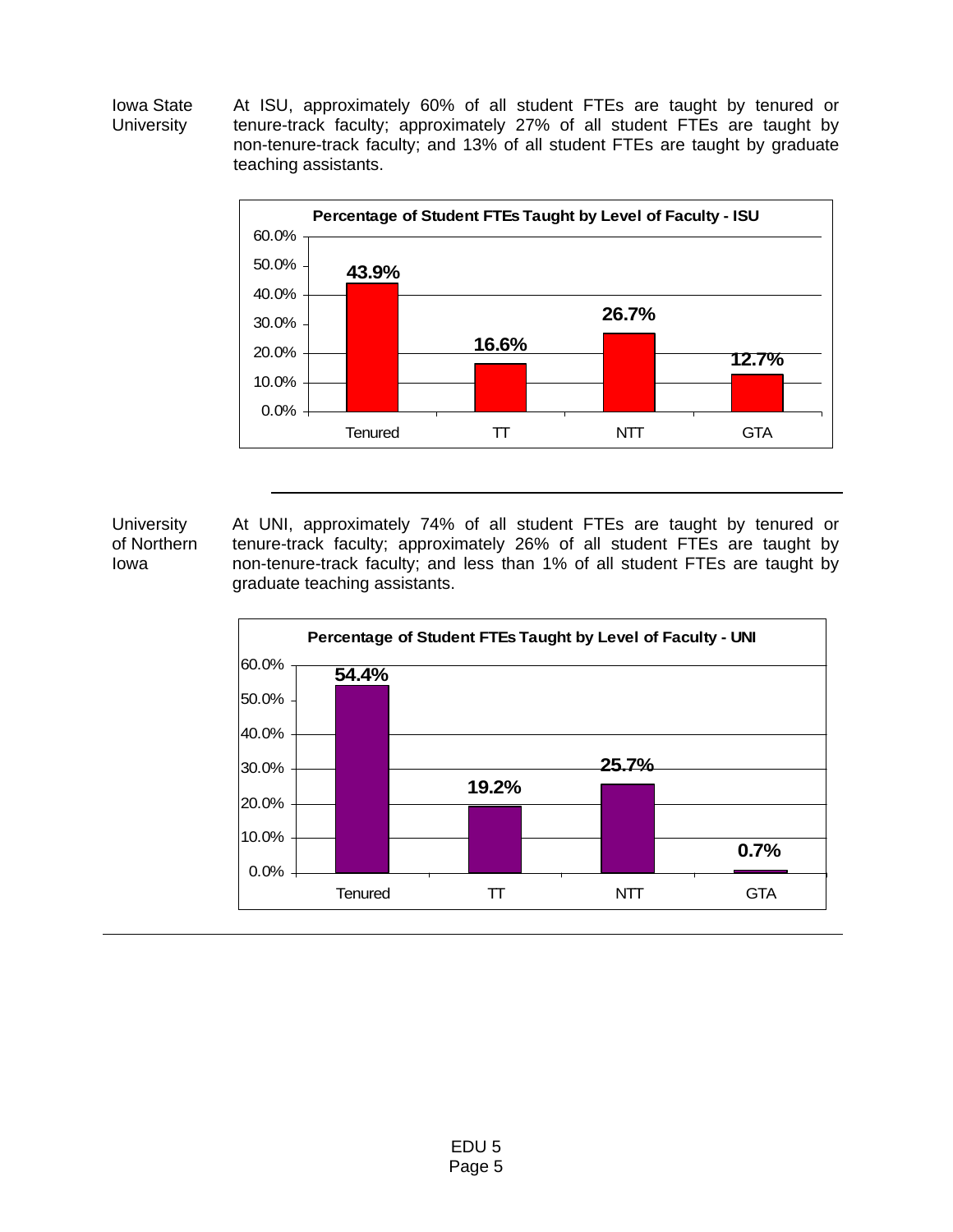**Iowa State University**

At ISU, approximately 60% of all student FTEs are taught by tenured or tenure-track faculty; approximately 27% of all student FTEs are taught by non-tenure-track faculty; and 13% of all student FTEs are taught by graduate teaching assistants.

**Percentage of Student FTEs Taught by Level of Faculty - ISU**

| Tenured | TT | NTT | GTA |
|---|---|---|---|
| 43.9% | 16.6% | 26.7% | 12.7% |

---

**University of Northern Iowa**

At UNI, approximately 74% of all student FTEs are taught by tenured or tenure-track faculty; approximately 26% of all student FTEs are taught by non-tenure-track faculty; and less than 1% of all student FTEs are taught by graduate teaching assistants.

**Percentage of Student FTEs Taught by Level of Faculty - UNI**

| Tenured | TT | NTT | GTA |
|---|---|---|---|
| 54.4% | 19.2% | 25.7% | 0.7% |

---

EDU 5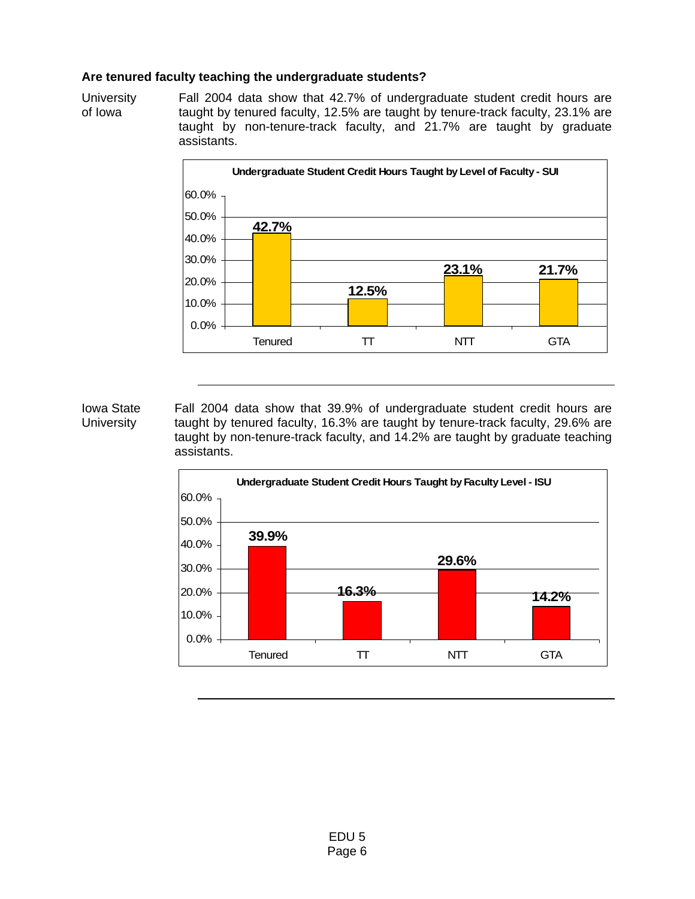**Are tenured faculty teaching the undergraduate students?**

University of Iowa

Fall 2004 data show that 42.7% of undergraduate student credit hours are taught by tenured faculty, 12.5% are taught by tenure-track faculty, 23.1% are taught by non-tenure-track faculty, and 21.7% are taught by graduate assistants.

**Undergraduate Student Credit Hours Taught by Level of Faculty - SUI**

| Tenured | TT | NTT | GTA |
|---|---|---|---|
| 42.7% | 12.5% | 23.1% | 21.7% |

---

Iowa State University

Fall 2004 data show that 39.9% of undergraduate student credit hours are taught by tenured faculty, 16.3% are taught by tenure-track faculty, 29.6% are taught by non-tenure-track faculty, and 14.2% are taught by graduate teaching assistants.

**Undergraduate Student Credit Hours Taught by Faculty Level - ISU**

| Tenured | TT | NTT | GTA |
|---|---|---|---|
| 39.9% | 16.3% | 29.6% | 14.2% |

---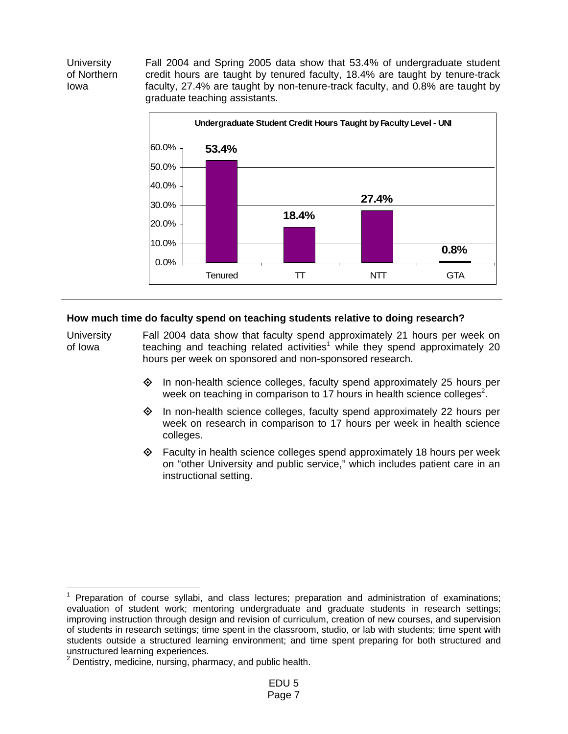University of Northern Iowa

Fall 2004 and Spring 2005 data show that 53.4% of undergraduate student credit hours are taught by tenured faculty, 18.4% are taught by tenure-track faculty, 27.4% are taught by non-tenure-track faculty, and 0.8% are taught by graduate teaching assistants.

**Undergraduate Student Credit Hours Taught by Faculty Level - UNI**

| Faculty Level | Percent |
|---|---|
| Tenured | 53.4% |
| TT | 18.4% |
| NTT | 27.4% |
| GTA | 0.8% |

---

**How much time do faculty spend on teaching students relative to doing research?**

University of Iowa

Fall 2004 data show that faculty spend approximately 21 hours per week on teaching and teaching related activities[1] while they spend approximately 20 hours per week on sponsored and non-sponsored research.

- In non-health science colleges, faculty spend approximately 25 hours per week on teaching in comparison to 17 hours in health science colleges[2].
- In non-health science colleges, faculty spend approximately 22 hours per week on research in comparison to 17 hours per week in health science colleges.
- Faculty in health science colleges spend approximately 18 hours per week on "other University and public service," which includes patient care in an instructional setting.

---

[1] Preparation of course syllabi, and class lectures; preparation and administration of examinations; evaluation of student work; mentoring undergraduate and graduate students in research settings; improving instruction through design and revision of curriculum, creation of new courses, and supervision of students in research settings; time spent in the classroom, studio, or lab with students; time spent with students outside a structured learning environment; and time spent preparing for both structured and unstructured learning experiences.

[2] Dentistry, medicine, nursing, pharmacy, and public health.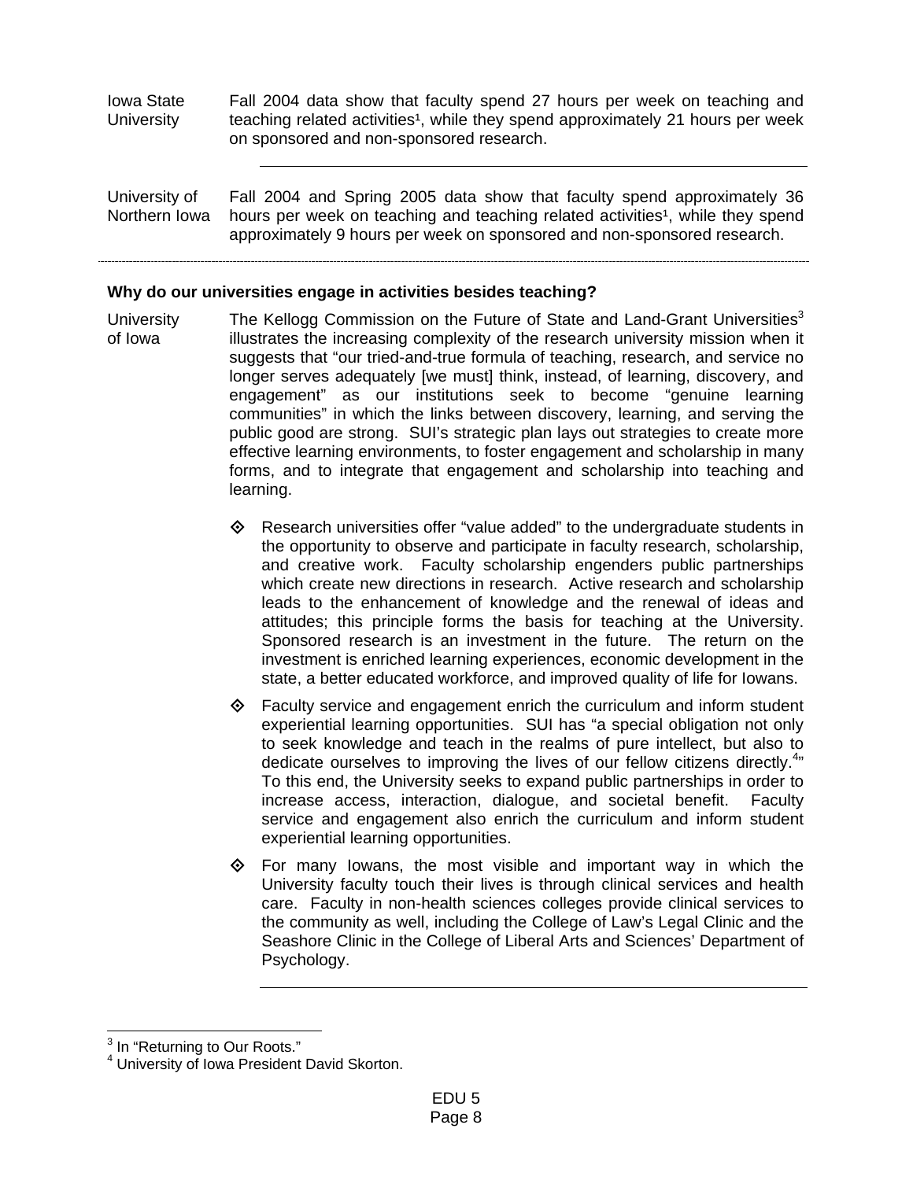**Iowa State University**

Fall 2004 data show that faculty spend 27 hours per week on teaching and teaching related activities[1], while they spend approximately 21 hours per week on sponsored and non-sponsored research.

---

**University of Northern Iowa**

Fall 2004 and Spring 2005 data show that faculty spend approximately 36 hours per week on teaching and teaching related activities[1], while they spend approximately 9 hours per week on sponsored and non-sponsored research.

---

**Why do our universities engage in activities besides teaching?**

**University of Iowa**

The Kellogg Commission on the Future of State and Land-Grant Universities[3] illustrates the increasing complexity of the research university mission when it suggests that "our tried-and-true formula of teaching, research, and service no longer serves adequately [we must] think, instead, of learning, discovery, and engagement" as our institutions seek to become "genuine learning communities" in which the links between discovery, learning, and serving the public good are strong. SUI's strategic plan lays out strategies to create more effective learning environments, to foster engagement and scholarship in many forms, and to integrate that engagement and scholarship into teaching and learning.

- Research universities offer "value added" to the undergraduate students in the opportunity to observe and participate in faculty research, scholarship, and creative work. Faculty scholarship engenders public partnerships which create new directions in research. Active research and scholarship leads to the enhancement of knowledge and the renewal of ideas and attitudes; this principle forms the basis for teaching at the University. Sponsored research is an investment in the future. The return on the investment is enriched learning experiences, economic development in the state, a better educated workforce, and improved quality of life for Iowans.
- Faculty service and engagement enrich the curriculum and inform student experiential learning opportunities. SUI has "a special obligation not only to seek knowledge and teach in the realms of pure intellect, but also to dedicate ourselves to improving the lives of our fellow citizens directly.[4]" To this end, the University seeks to expand public partnerships in order to increase access, interaction, dialogue, and societal benefit. Faculty service and engagement also enrich the curriculum and inform student experiential learning opportunities.
- For many Iowans, the most visible and important way in which the University faculty touch their lives is through clinical services and health care. Faculty in non-health sciences colleges provide clinical services to the community as well, including the College of Law's Legal Clinic and the Seashore Clinic in the College of Liberal Arts and Sciences' Department of Psychology.

---

[3] In "Returning to Our Roots."

[4] University of Iowa President David Skorton.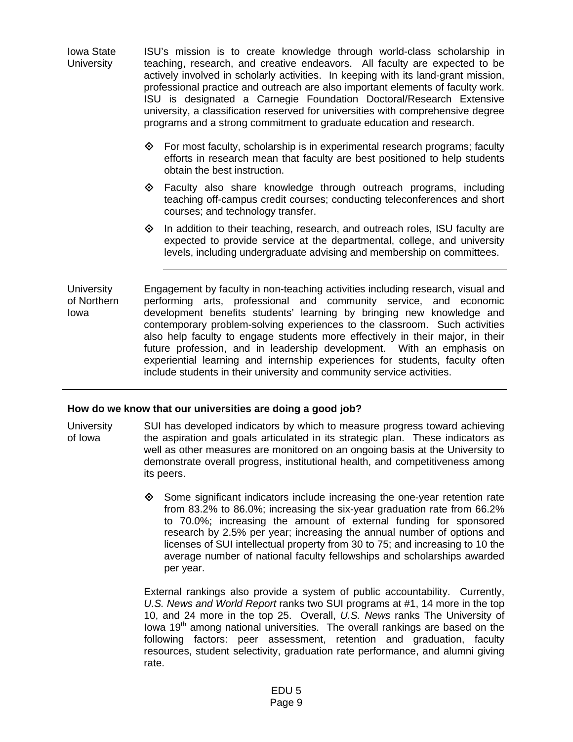**Iowa State University**

ISU's mission is to create knowledge through world-class scholarship in teaching, research, and creative endeavors. All faculty are expected to be actively involved in scholarly activities. In keeping with its land-grant mission, professional practice and outreach are also important elements of faculty work. ISU is designated a Carnegie Foundation Doctoral/Research Extensive university, a classification reserved for universities with comprehensive degree programs and a strong commitment to graduate education and research.

- For most faculty, scholarship is in experimental research programs; faculty efforts in research mean that faculty are best positioned to help students obtain the best instruction.
- Faculty also share knowledge through outreach programs, including teaching off-campus credit courses; conducting teleconferences and short courses; and technology transfer.
- In addition to their teaching, research, and outreach roles, ISU faculty are expected to provide service at the departmental, college, and university levels, including undergraduate advising and membership on committees.

---

**University of Northern Iowa**

Engagement by faculty in non-teaching activities including research, visual and performing arts, professional and community service, and economic development benefits students' learning by bringing new knowledge and contemporary problem-solving experiences to the classroom. Such activities also help faculty to engage students more effectively in their major, in their future profession, and in leadership development. With an emphasis on experiential learning and internship experiences for students, faculty often include students in their university and community service activities.

---

## How do we know that our universities are doing a good job?

**University of Iowa**

SUI has developed indicators by which to measure progress toward achieving the aspiration and goals articulated in its strategic plan. These indicators as well as other measures are monitored on an ongoing basis at the University to demonstrate overall progress, institutional health, and competitiveness among its peers.

- Some significant indicators include increasing the one-year retention rate from 83.2% to 86.0%; increasing the six-year graduation rate from 66.2% to 70.0%; increasing the amount of external funding for sponsored research by 2.5% per year; increasing the annual number of options and licenses of SUI intellectual property from 30 to 75; and increasing to 10 the average number of national faculty fellowships and scholarships awarded per year.

External rankings also provide a system of public accountability. Currently, *U.S. News and World Report* ranks two SUI programs at #1, 14 more in the top 10, and 24 more in the top 25. Overall, *U.S. News* ranks The University of Iowa 19th among national universities. The overall rankings are based on the following factors: peer assessment, retention and graduation, faculty resources, student selectivity, graduation rate performance, and alumni giving rate.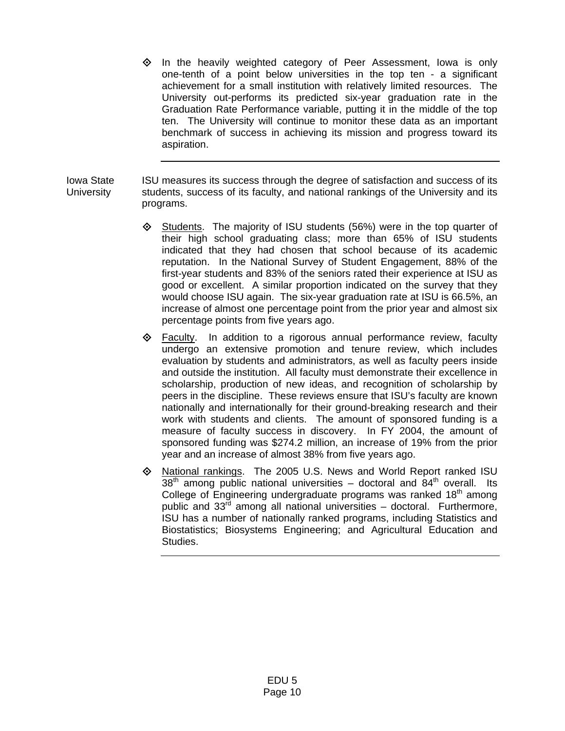- In the heavily weighted category of Peer Assessment, Iowa is only one-tenth of a point below universities in the top ten - a significant achievement for a small institution with relatively limited resources. The University out-performs its predicted six-year graduation rate in the Graduation Rate Performance variable, putting it in the middle of the top ten. The University will continue to monitor these data as an important benchmark of success in achieving its mission and progress toward its aspiration.

---

**Iowa State University**

ISU measures its success through the degree of satisfaction and success of its students, success of its faculty, and national rankings of the University and its programs.

- Students. The majority of ISU students (56%) were in the top quarter of their high school graduating class; more than 65% of ISU students indicated that they had chosen that school because of its academic reputation. In the National Survey of Student Engagement, 88% of the first-year students and 83% of the seniors rated their experience at ISU as good or excellent. A similar proportion indicated on the survey that they would choose ISU again. The six-year graduation rate at ISU is 66.5%, an increase of almost one percentage point from the prior year and almost six percentage points from five years ago.

- Faculty. In addition to a rigorous annual performance review, faculty undergo an extensive promotion and tenure review, which includes evaluation by students and administrators, as well as faculty peers inside and outside the institution. All faculty must demonstrate their excellence in scholarship, production of new ideas, and recognition of scholarship by peers in the discipline. These reviews ensure that ISU's faculty are known nationally and internationally for their ground-breaking research and their work with students and clients. The amount of sponsored funding is a measure of faculty success in discovery. In FY 2004, the amount of sponsored funding was $274.2 million, an increase of 19% from the prior year and an increase of almost 38% from five years ago.

- National rankings. The 2005 U.S. News and World Report ranked ISU 38th among public national universities – doctoral and 84th overall. Its College of Engineering undergraduate programs was ranked 18th among public and 33rd among all national universities – doctoral. Furthermore, ISU has a number of nationally ranked programs, including Statistics and Biostatistics; Biosystems Engineering; and Agricultural Education and Studies.

---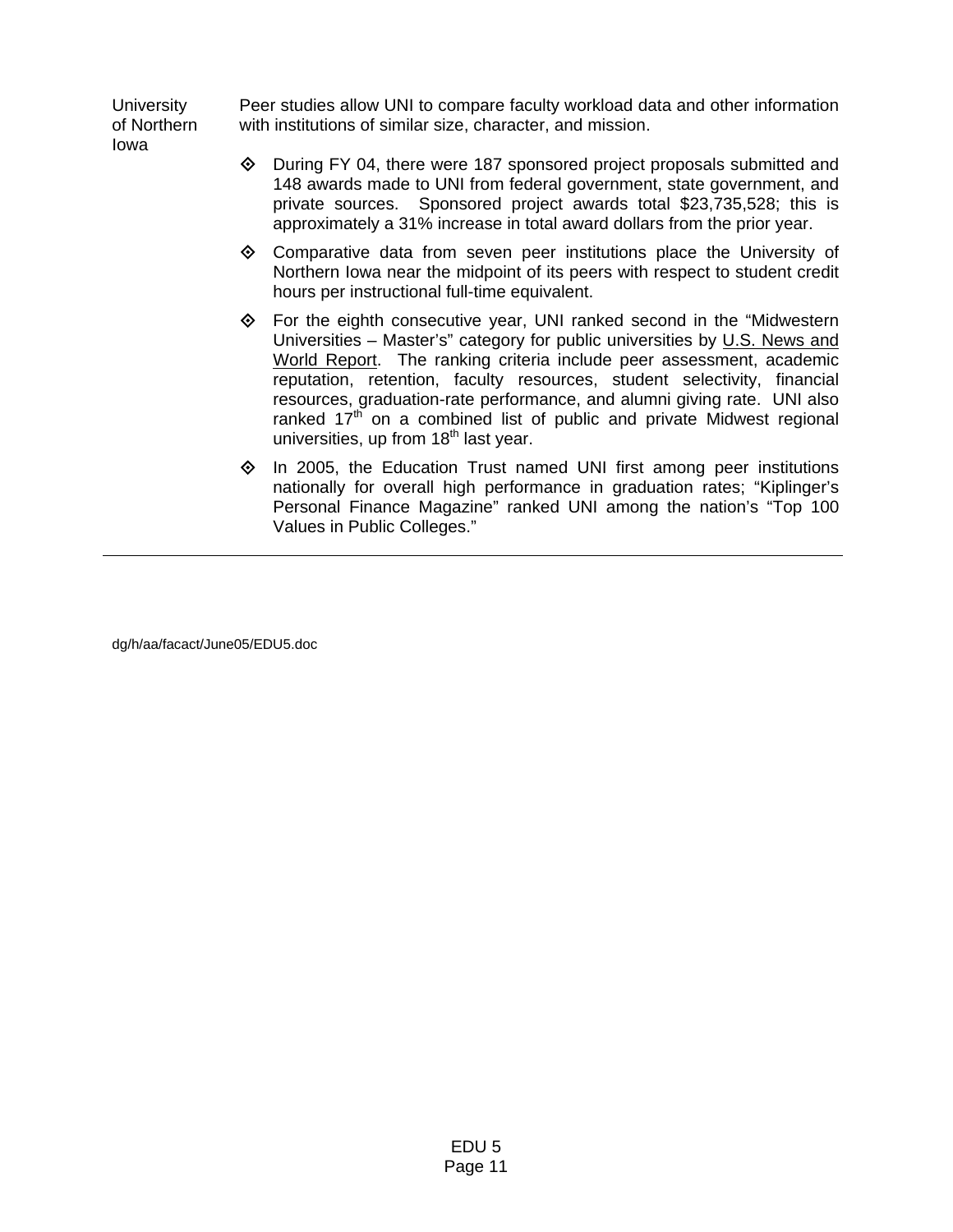University of Northern Iowa

Peer studies allow UNI to compare faculty workload data and other information with institutions of similar size, character, and mission.

- During FY 04, there were 187 sponsored project proposals submitted and 148 awards made to UNI from federal government, state government, and private sources. Sponsored project awards total $23,735,528; this is approximately a 31% increase in total award dollars from the prior year.
- Comparative data from seven peer institutions place the University of Northern Iowa near the midpoint of its peers with respect to student credit hours per instructional full-time equivalent.
- For the eighth consecutive year, UNI ranked second in the "Midwestern Universities – Master's" category for public universities by U.S. News and World Report. The ranking criteria include peer assessment, academic reputation, retention, faculty resources, student selectivity, financial resources, graduation-rate performance, and alumni giving rate. UNI also ranked 17th on a combined list of public and private Midwest regional universities, up from 18th last year.
- In 2005, the Education Trust named UNI first among peer institutions nationally for overall high performance in graduation rates; "Kiplinger's Personal Finance Magazine" ranked UNI among the nation's "Top 100 Values in Public Colleges."

---

dg/h/aa/facact/June05/EDU5.doc